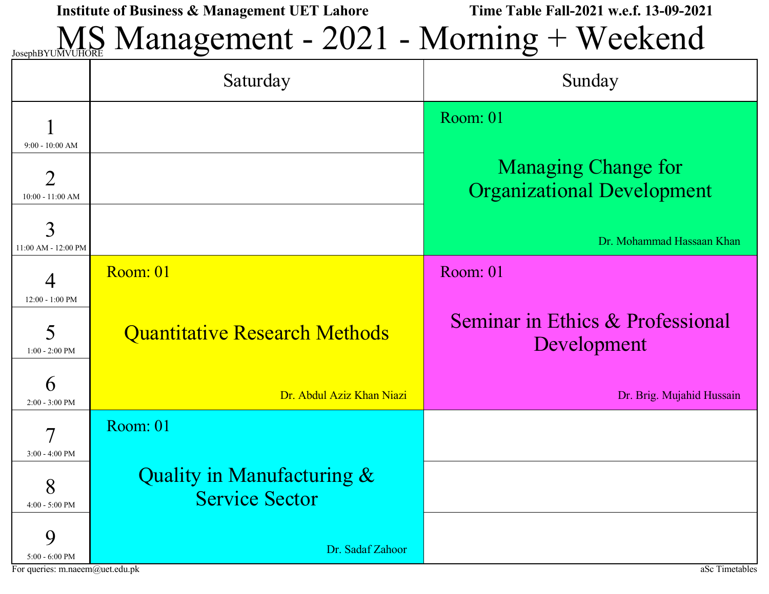**Institute of Business & Management UET Lahore** **Time Table Fall-2021 w.e.f. 13-09-2021**

# MS Management - 2021 - Morning + Weekend

JosephBYUMVUHORE

| | Saturday | Sunday |
|---|---|---|
| 1 (9:00 - 10:00 AM) | | Room: 01 Managing Change for Organizational Development — Dr. Mohammad Hassaan Khan |
| 2 (10:00 - 11:00 AM) | | |
| 3 (11:00 AM - 12:00 PM) | | |
| 4 (12:00 - 1:00 PM) | Room: 01 Quantitative Research Methods — Dr. Abdul Aziz Khan Niazi | Room: 01 Seminar in Ethics & Professional Development — Dr. Brig. Mujahid Hussain |
| 5 (1:00 - 2:00 PM) | | |
| 6 (2:00 - 3:00 PM) | | |
| 7 (3:00 - 4:00 PM) | Room: 01 Quality in Manufacturing & Service Sector — Dr. Sadaf Zahoor | |
| 8 (4:00 - 5:00 PM) | | |
| 9 (5:00 - 6:00 PM) | | |

For queries: m.naeem@uet.edu.pk

aSc Timetables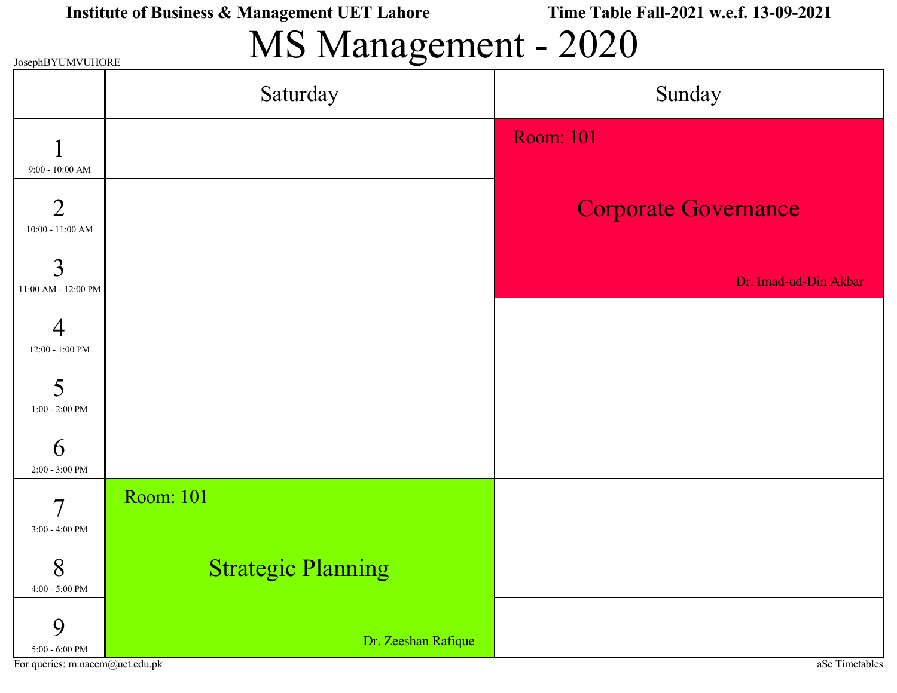**Institute of Business & Management UET Lahore** **Time Table Fall-2021 w.e.f. 13-09-2021**

# MS Management - 2020

JosephBYUMVUHORE

| | Saturday | Sunday |
|---|---|---|
| 1<br>9:00 - 10:00 AM | | Room: 101<br>Corporate Governance<br>Dr. Imad-ud-Din Akbar |
| 2<br>10:00 - 11:00 AM | | |
| 3<br>11:00 AM - 12:00 PM | | |
| 4<br>12:00 - 1:00 PM | | |
| 5<br>1:00 - 2:00 PM | | |
| 6<br>2:00 - 3:00 PM | | |
| 7<br>3:00 - 4:00 PM | Room: 101<br>Strategic Planning<br>Dr. Zeeshan Rafique | |
| 8<br>4:00 - 5:00 PM | | |
| 9<br>5:00 - 6:00 PM | | |

For queries: m.naeem@uet.edu.pk

aSc Timetables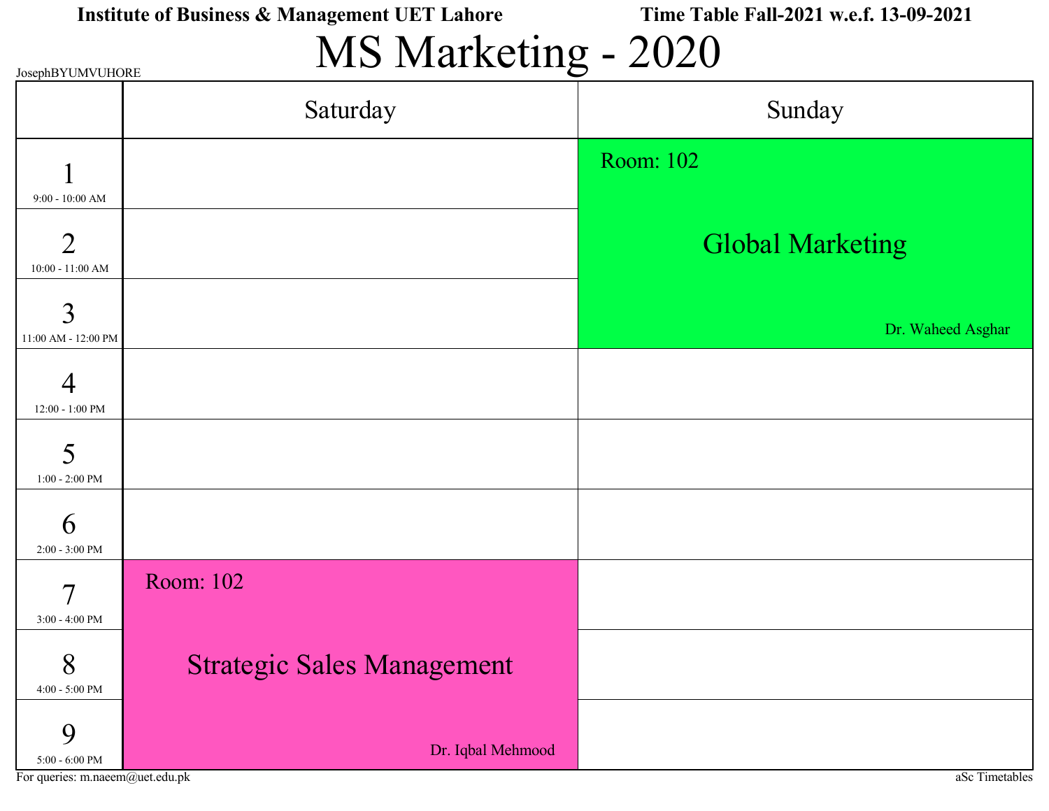**Institute of Business & Management UET Lahore** **Time Table Fall-2021 w.e.f. 13-09-2021**

# MS Marketing - 2020

JosephBYUMVUHORE

| | Saturday | Sunday |
|---|---|---|
| 1 (9:00 - 10:00 AM) | | Room: 102 Global Marketing Dr. Waheed Asghar |
| 2 (10:00 - 11:00 AM) | | |
| 3 (11:00 AM - 12:00 PM) | | |
| 4 (12:00 - 1:00 PM) | | |
| 5 (1:00 - 2:00 PM) | | |
| 6 (2:00 - 3:00 PM) | | |
| 7 (3:00 - 4:00 PM) | Room: 102 Strategic Sales Management Dr. Iqbal Mehmood | |
| 8 (4:00 - 5:00 PM) | | |
| 9 (5:00 - 6:00 PM) | | |

For queries: m.naeem@uet.edu.pk

aSc Timetables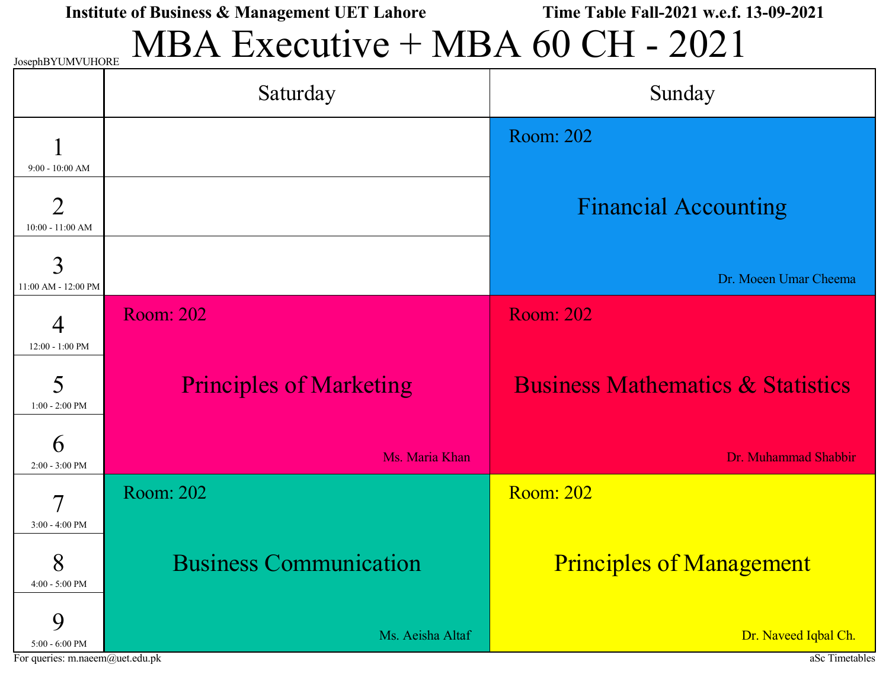Institute of Business & Management UET Lahore — Time Table Fall-2021 w.e.f. 13-09-2021

# MBA Executive + MBA 60 CH - 2021

JosephBYUMVUHORE

| | Saturday | Sunday |
|---|---|---|
| 1 (9:00 - 10:00 AM) | | Room: 202 Financial Accounting Dr. Moeen Umar Cheema |
| 2 (10:00 - 11:00 AM) | | |
| 3 (11:00 AM - 12:00 PM) | | |
| 4 (12:00 - 1:00 PM) | Room: 202 Principles of Marketing Ms. Maria Khan | Room: 202 Business Mathematics & Statistics Dr. Muhammad Shabbir |
| 5 (1:00 - 2:00 PM) | | |
| 6 (2:00 - 3:00 PM) | | |
| 7 (3:00 - 4:00 PM) | Room: 202 Business Communication Ms. Aeisha Altaf | Room: 202 Principles of Management Dr. Naveed Iqbal Ch. |
| 8 (4:00 - 5:00 PM) | | |
| 9 (5:00 - 6:00 PM) | | |

For queries: m.naeem@uet.edu.pk

aSc Timetables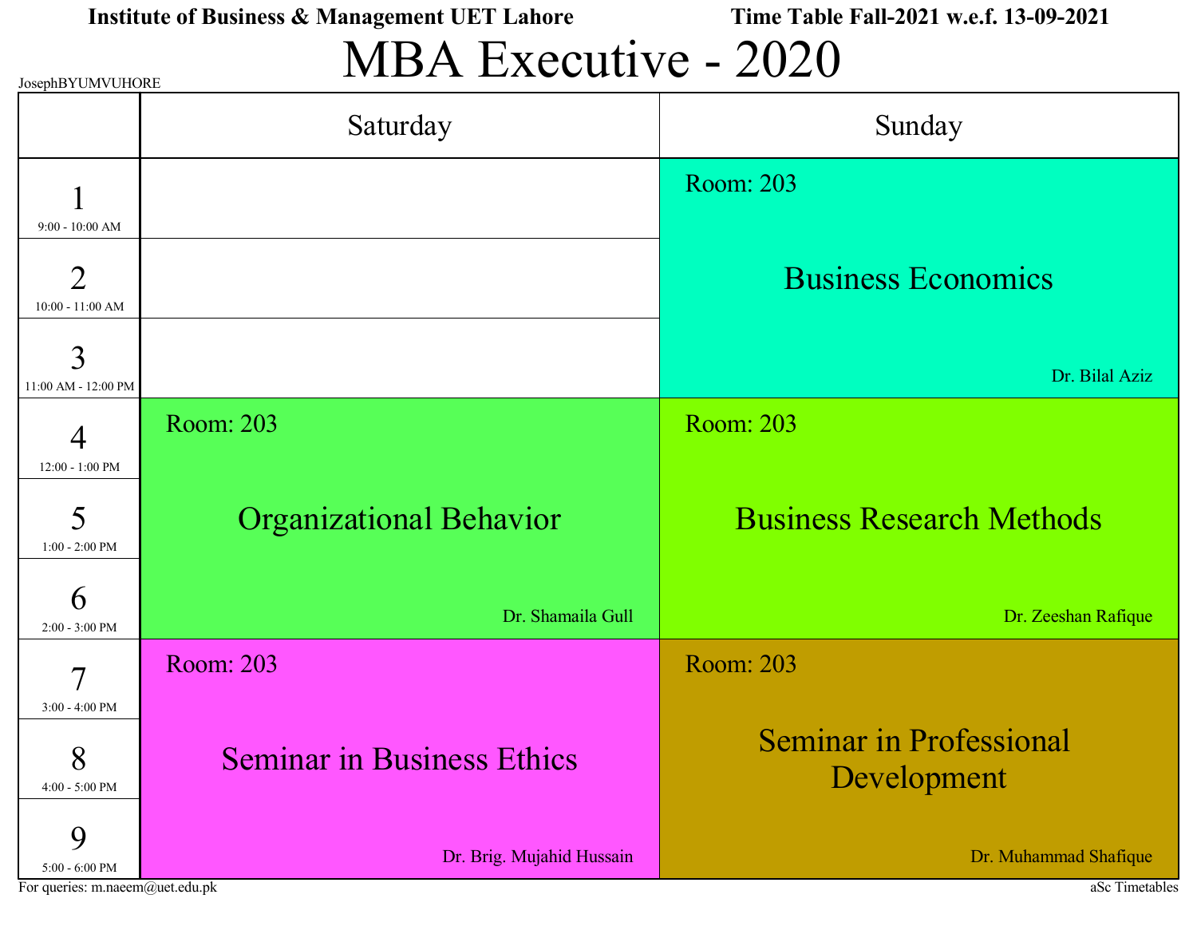**Institute of Business & Management UET Lahore** **Time Table Fall-2021 w.e.f. 13-09-2021**

# MBA Executive - 2020

JosephBYUMVUHORE

| | Saturday | Sunday |
|---|---|---|
| 1 (9:00 - 10:00 AM) | | Room: 203 Business Economics Dr. Bilal Aziz |
| 2 (10:00 - 11:00 AM) | | |
| 3 (11:00 AM - 12:00 PM) | | |
| 4 (12:00 - 1:00 PM) | Room: 203 Organizational Behavior Dr. Shamaila Gull | Room: 203 Business Research Methods Dr. Zeeshan Rafique |
| 5 (1:00 - 2:00 PM) | | |
| 6 (2:00 - 3:00 PM) | | |
| 7 (3:00 - 4:00 PM) | Room: 203 Seminar in Business Ethics Dr. Brig. Mujahid Hussain | Room: 203 Seminar in Professional Development Dr. Muhammad Shafique |
| 8 (4:00 - 5:00 PM) | | |
| 9 (5:00 - 6:00 PM) | | |

For queries: m.naeem@uet.edu.pk

aSc Timetables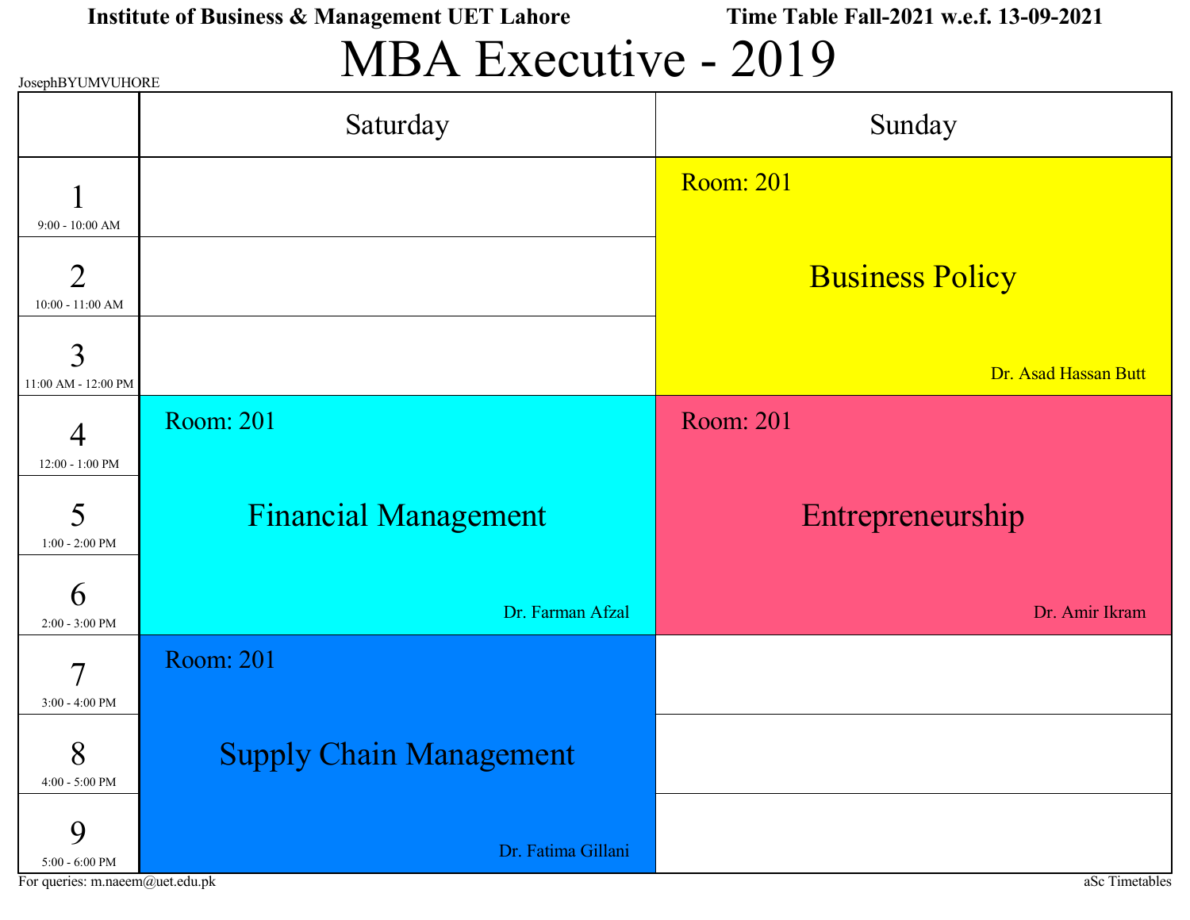**Institute of Business & Management UET Lahore** **Time Table Fall-2021 w.e.f. 13-09-2021**

# MBA Executive - 2019

JosephBYUMVUHORE

| | Saturday | Sunday |
|---|---|---|
| 1 (9:00 - 10:00 AM) | | Room: 201 Business Policy Dr. Asad Hassan Butt |
| 2 (10:00 - 11:00 AM) | | |
| 3 (11:00 AM - 12:00 PM) | | |
| 4 (12:00 - 1:00 PM) | Room: 201 Financial Management Dr. Farman Afzal | Room: 201 Entrepreneurship Dr. Amir Ikram |
| 5 (1:00 - 2:00 PM) | | |
| 6 (2:00 - 3:00 PM) | | |
| 7 (3:00 - 4:00 PM) | Room: 201 Supply Chain Management Dr. Fatima Gillani | |
| 8 (4:00 - 5:00 PM) | | |
| 9 (5:00 - 6:00 PM) | | |

For queries: m.naeem@uet.edu.pk

aSc Timetables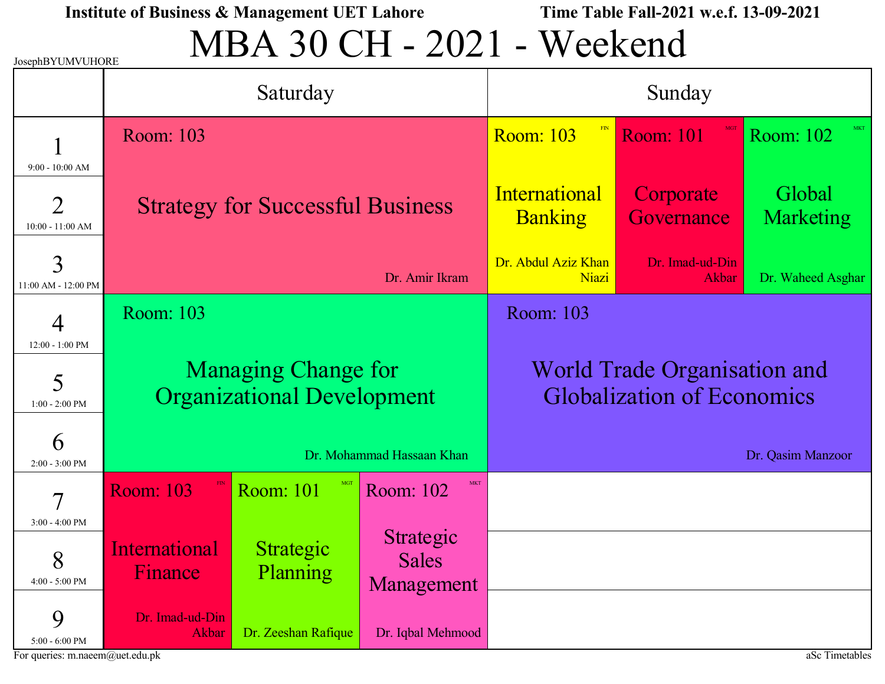Institute of Business & Management UET Lahore — Time Table Fall-2021 w.e.f. 13-09-2021

# MBA 30 CH - 2021 - Weekend

JosephBYUMVUHORE

| Period | Saturday | | | Sunday | | |
|---|---|---|---|---|---|---|
| 1 (9:00 - 10:00 AM) | Room: 103 Strategy for Successful Business — Dr. Amir Ikram | | | Room: 103 (FIN) International Banking — Dr. Abdul Aziz Khan Niazi | Room: 101 (MGT) Corporate Governance — Dr. Imad-ud-Din Akbar | Room: 102 (MKT) Global Marketing — Dr. Waheed Asghar |
| 2 (10:00 - 11:00 AM) | Room: 103 Strategy for Successful Business — Dr. Amir Ikram | | | Room: 103 (FIN) International Banking — Dr. Abdul Aziz Khan Niazi | Room: 101 (MGT) Corporate Governance — Dr. Imad-ud-Din Akbar | Room: 102 (MKT) Global Marketing — Dr. Waheed Asghar |
| 3 (11:00 AM - 12:00 PM) | Room: 103 Strategy for Successful Business — Dr. Amir Ikram | | | Room: 103 (FIN) International Banking — Dr. Abdul Aziz Khan Niazi | Room: 101 (MGT) Corporate Governance — Dr. Imad-ud-Din Akbar | Room: 102 (MKT) Global Marketing — Dr. Waheed Asghar |
| 4 (12:00 - 1:00 PM) | Room: 103 Managing Change for Organizational Development — Dr. Mohammad Hassaan Khan | | | Room: 103 World Trade Organisation and Globalization of Economics — Dr. Qasim Manzoor | | |
| 5 (1:00 - 2:00 PM) | Room: 103 Managing Change for Organizational Development — Dr. Mohammad Hassaan Khan | | | Room: 103 World Trade Organisation and Globalization of Economics — Dr. Qasim Manzoor | | |
| 6 (2:00 - 3:00 PM) | Room: 103 Managing Change for Organizational Development — Dr. Mohammad Hassaan Khan | | | Room: 103 World Trade Organisation and Globalization of Economics — Dr. Qasim Manzoor | | |
| 7 (3:00 - 4:00 PM) | Room: 103 (FIN) International Finance — Dr. Imad-ud-Din Akbar | Room: 101 (MGT) Strategic Planning — Dr. Zeeshan Rafique | Room: 102 (MKT) Strategic Sales Management — Dr. Iqbal Mehmood | | | |
| 8 (4:00 - 5:00 PM) | Room: 103 (FIN) International Finance — Dr. Imad-ud-Din Akbar | Room: 101 (MGT) Strategic Planning — Dr. Zeeshan Rafique | Room: 102 (MKT) Strategic Sales Management — Dr. Iqbal Mehmood | | | |
| 9 (5:00 - 6:00 PM) | Room: 103 (FIN) International Finance — Dr. Imad-ud-Din Akbar | Room: 101 (MGT) Strategic Planning — Dr. Zeeshan Rafique | Room: 102 (MKT) Strategic Sales Management — Dr. Iqbal Mehmood | | | |

For queries: m.naeem@uet.edu.pk

aSc Timetables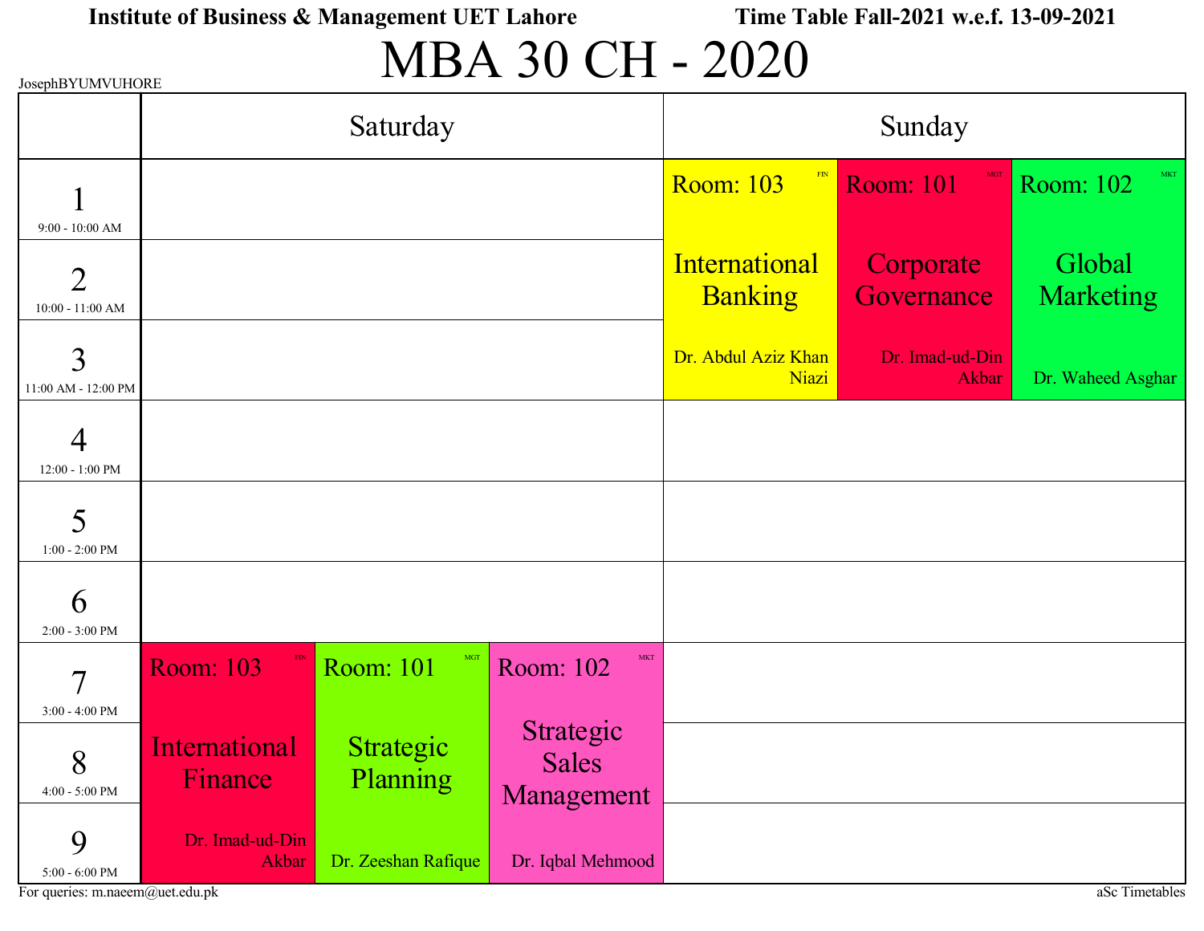**Institute of Business & Management UET Lahore** **Time Table Fall-2021 w.e.f. 13-09-2021**

# MBA 30 CH - 2020

JosephBYUMVUHORE

| | Saturday | | | Sunday | | |
|---|---|---|---|---|---|---|
| 1 (9:00 - 10:00 AM) | | | | Room: 103 (FIN) International Banking — Dr. Abdul Aziz Khan Niazi | Room: 101 (MGT) Corporate Governance — Dr. Imad-ud-Din Akbar | Room: 102 (MKT) Global Marketing — Dr. Waheed Asghar |
| 2 (10:00 - 11:00 AM) | | | | | | |
| 3 (11:00 AM - 12:00 PM) | | | | | | |
| 4 (12:00 - 1:00 PM) | | | | | | |
| 5 (1:00 - 2:00 PM) | | | | | | |
| 6 (2:00 - 3:00 PM) | | | | | | |
| 7 (3:00 - 4:00 PM) | Room: 103 (FIN) International Finance — Dr. Imad-ud-Din Akbar | Room: 101 (MGT) Strategic Planning — Dr. Zeeshan Rafique | Room: 102 (MKT) Strategic Sales Management — Dr. Iqbal Mehmood | | | |
| 8 (4:00 - 5:00 PM) | | | | | | |
| 9 (5:00 - 6:00 PM) | | | | | | |

For queries: m.naeem@uet.edu.pk

aSc Timetables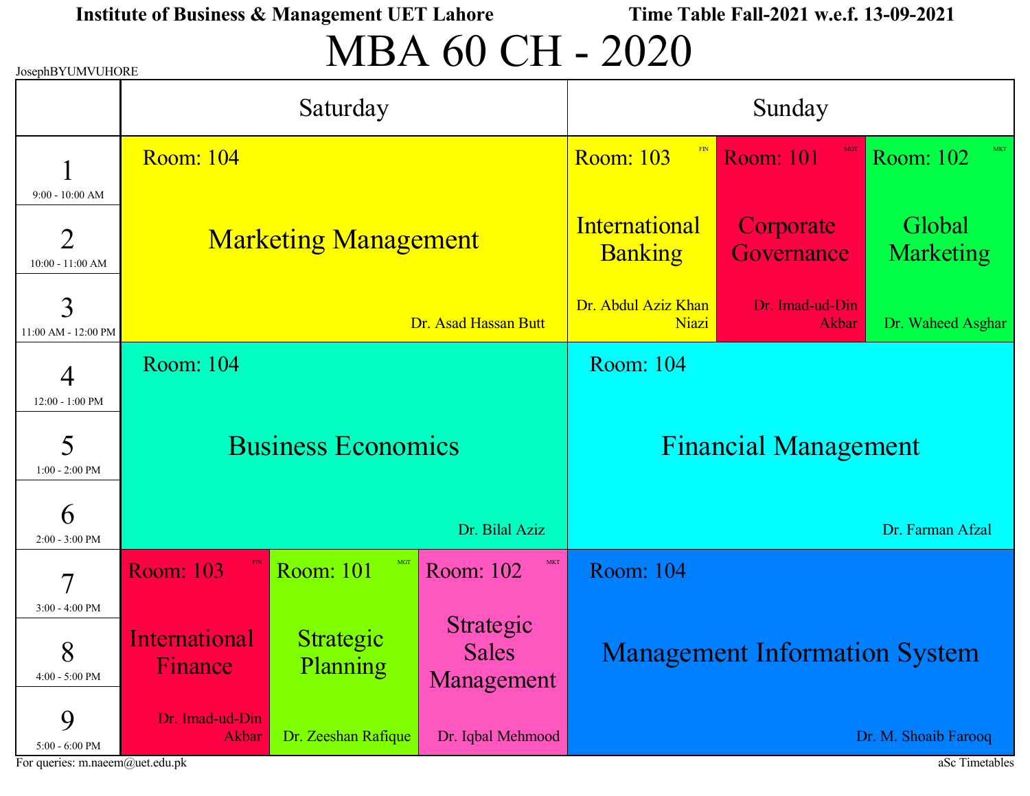**Institute of Business & Management UET Lahore** **Time Table Fall-2021 w.e.f. 13-09-2021**

# MBA 60 CH - 2020

JosephBYUMVUHORE

| | Saturday | | | Sunday | | |
|---|---|---|---|---|---|---|
| 1 (9:00 - 10:00 AM) | Room: 104 Marketing Management, Dr. Asad Hassan Butt | | | Room: 103 FIN International Banking, Dr. Abdul Aziz Khan Niazi | Room: 101 MGT Corporate Governance, Dr. Imad-ud-Din Akbar | Room: 102 MKT Global Marketing, Dr. Waheed Asghar |
| 2 (10:00 - 11:00 AM) | | | | | | |
| 3 (11:00 AM - 12:00 PM) | | | | | | |
| 4 (12:00 - 1:00 PM) | Room: 104 Business Economics, Dr. Bilal Aziz | | | Room: 104 Financial Management, Dr. Farman Afzal | | |
| 5 (1:00 - 2:00 PM) | | | | | | |
| 6 (2:00 - 3:00 PM) | | | | | | |
| 7 (3:00 - 4:00 PM) | Room: 103 FIN International Finance, Dr. Imad-ud-Din Akbar | Room: 101 MGT Strategic Planning, Dr. Zeeshan Rafique | Room: 102 MKT Strategic Sales Management, Dr. Iqbal Mehmood | Room: 104 Management Information System, Dr. M. Shoaib Farooq | | |
| 8 (4:00 - 5:00 PM) | | | | | | |
| 9 (5:00 - 6:00 PM) | | | | | | |

For queries: m.naeem@uet.edu.pk

aSc Timetables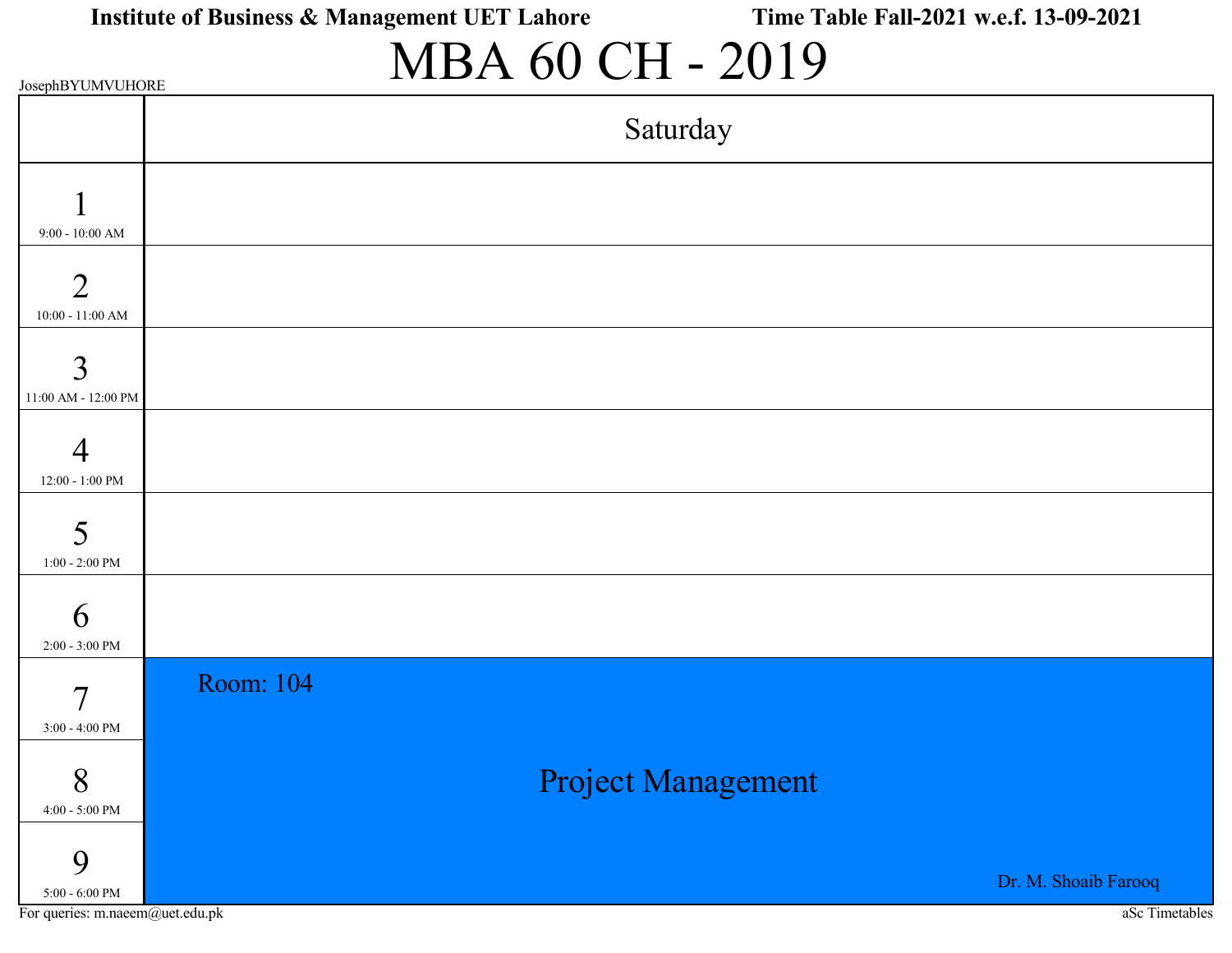**Institute of Business & Management UET Lahore** **Time Table Fall-2021 w.e.f. 13-09-2021**

# MBA 60 CH - 2019

JosephBYUMVUHORE

| | Saturday |
|---|---|
| 1<br>9:00 - 10:00 AM | |
| 2<br>10:00 - 11:00 AM | |
| 3<br>11:00 AM - 12:00 PM | |
| 4<br>12:00 - 1:00 PM | |
| 5<br>1:00 - 2:00 PM | |
| 6<br>2:00 - 3:00 PM | |
| 7<br>3:00 - 4:00 PM | Room: 104<br>Project Management<br>Dr. M. Shoaib Farooq |
| 8<br>4:00 - 5:00 PM | |
| 9<br>5:00 - 6:00 PM | |

For queries: m.naeem@uet.edu.pk

aSc Timetables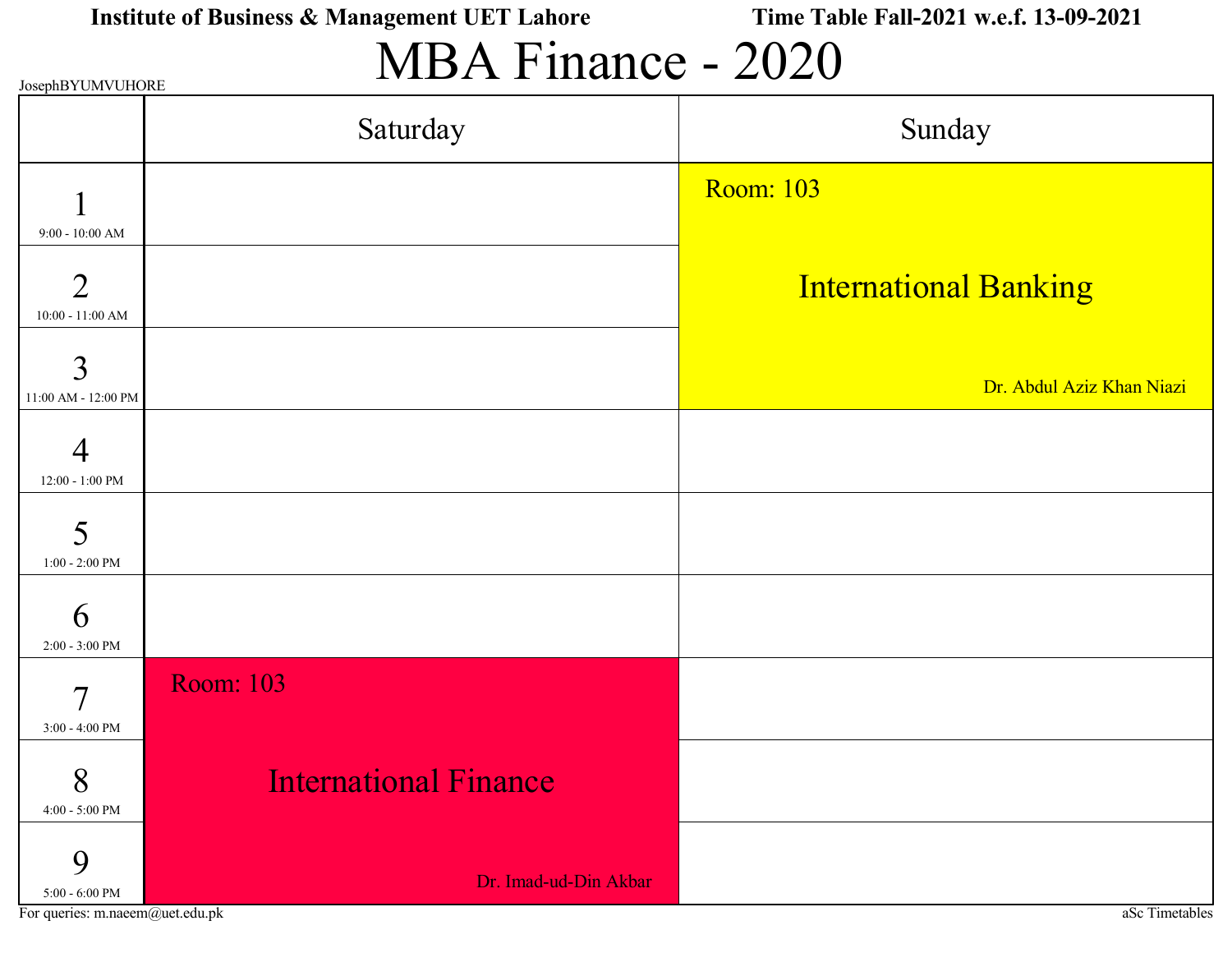**Institute of Business & Management UET Lahore** **Time Table Fall-2021 w.e.f. 13-09-2021**

# MBA Finance - 2020

JosephBYUMVUHORE

| | Saturday | Sunday |
|---|---|---|
| 1 (9:00 - 10:00 AM) | | Room: 103 International Banking Dr. Abdul Aziz Khan Niazi |
| 2 (10:00 - 11:00 AM) | | |
| 3 (11:00 AM - 12:00 PM) | | |
| 4 (12:00 - 1:00 PM) | | |
| 5 (1:00 - 2:00 PM) | | |
| 6 (2:00 - 3:00 PM) | | |
| 7 (3:00 - 4:00 PM) | Room: 103 International Finance Dr. Imad-ud-Din Akbar | |
| 8 (4:00 - 5:00 PM) | | |
| 9 (5:00 - 6:00 PM) | | |

For queries: m.naeem@uet.edu.pk

aSc Timetables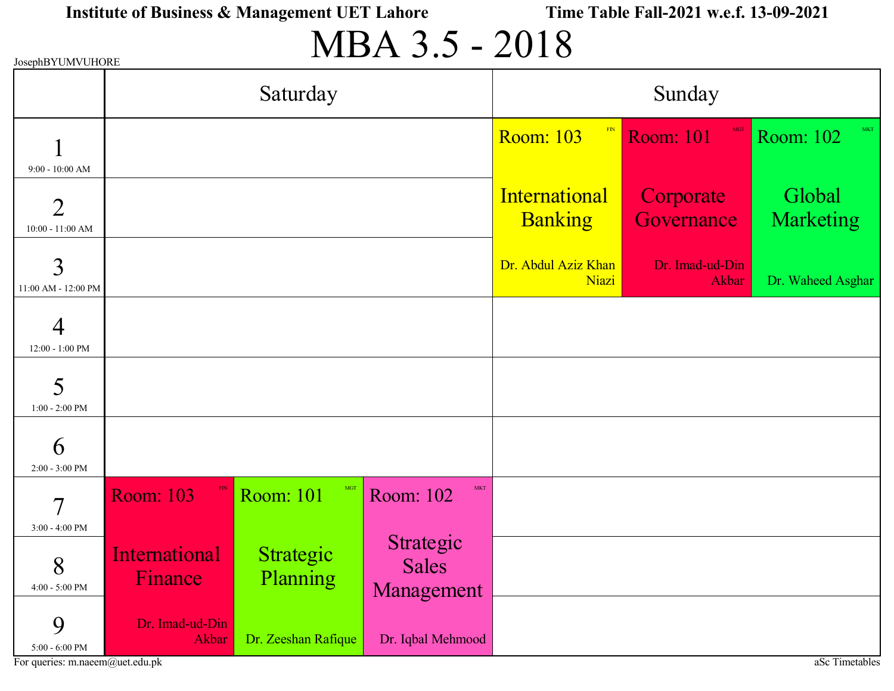**Institute of Business & Management UET Lahore** **Time Table Fall-2021 w.e.f. 13-09-2021**

# MBA 3.5 - 2018

JosephBYUMVUHORE

| | Saturday | | | Sunday | | |
|---|---|---|---|---|---|---|
| 1 (9:00 - 10:00 AM) | | | | Room: 103 (FIN) International Banking — Dr. Abdul Aziz Khan Niazi | Room: 101 (MGT) Corporate Governance — Dr. Imad-ud-Din Akbar | Room: 102 (MKT) Global Marketing — Dr. Waheed Asghar |
| 2 (10:00 - 11:00 AM) | | | | | | |
| 3 (11:00 AM - 12:00 PM) | | | | | | |
| 4 (12:00 - 1:00 PM) | | | | | | |
| 5 (1:00 - 2:00 PM) | | | | | | |
| 6 (2:00 - 3:00 PM) | | | | | | |
| 7 (3:00 - 4:00 PM) | Room: 103 (FIN) International Finance — Dr. Imad-ud-Din Akbar | Room: 101 (MGT) Strategic Planning — Dr. Zeeshan Rafique | Room: 102 (MKT) Strategic Sales Management — Dr. Iqbal Mehmood | | | |
| 8 (4:00 - 5:00 PM) | | | | | | |
| 9 (5:00 - 6:00 PM) | | | | | | |

Note: Sunday classes span periods 1–3 (9:00 AM - 12:00 PM); Saturday classes span periods 7–9 (3:00 - 6:00 PM).

For queries: m.naeem@uet.edu.pk

aSc Timetables